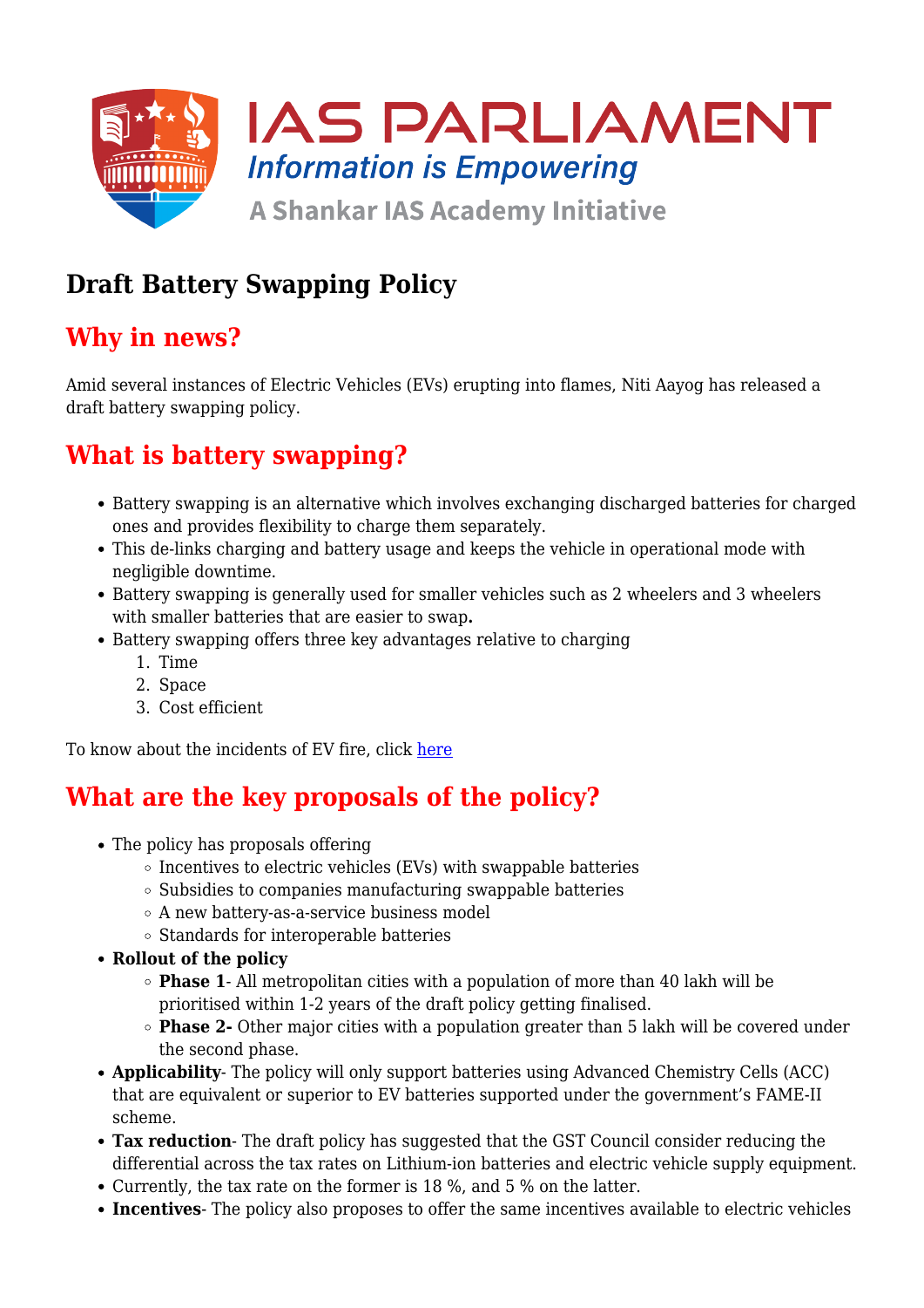# Draft Battery Swapping Policy

## Why in news?

Amid several instances of Electric Vehicles (EVs) erupting into flames, Niti Aayog has released a draft battery swapping policy.

## What is battery swapping?

- Battery swapping is an alternative which involves exchanging discharged batteries for charged ones and provides flexibility to charge them separately.
- This de-links charging and battery usage and keeps the vehicle in operational mode with negligible downtime.
- Battery swapping is generally used for smaller vehicles such as 2 wheelers and 3 wheelers with smaller batteries that are easier to swap**.**
- Battery swapping offers three key advantages relative to charging
    1. Time
    2. Space
    3. Cost efficient

To know about the incidents of EV fire, click here

## What are the key proposals of the policy?

- The policy has proposals offering
    - Incentives to electric vehicles (EVs) with swappable batteries
    - Subsidies to companies manufacturing swappable batteries
    - A new battery-as-a-service business model
    - Standards for interoperable batteries
- **Rollout of the policy**
    - **Phase 1**- All metropolitan cities with a population of more than 40 lakh will be prioritised within 1-2 years of the draft policy getting finalised.
    - **Phase 2-** Other major cities with a population greater than 5 lakh will be covered under the second phase.
- **Applicability**- The policy will only support batteries using Advanced Chemistry Cells (ACC) that are equivalent or superior to EV batteries supported under the government's FAME-II scheme.
- **Tax reduction**- The draft policy has suggested that the GST Council consider reducing the differential across the tax rates on Lithium-ion batteries and electric vehicle supply equipment.
- Currently, the tax rate on the former is 18 %, and 5 % on the latter.
- **Incentives**- The policy also proposes to offer the same incentives available to electric vehicles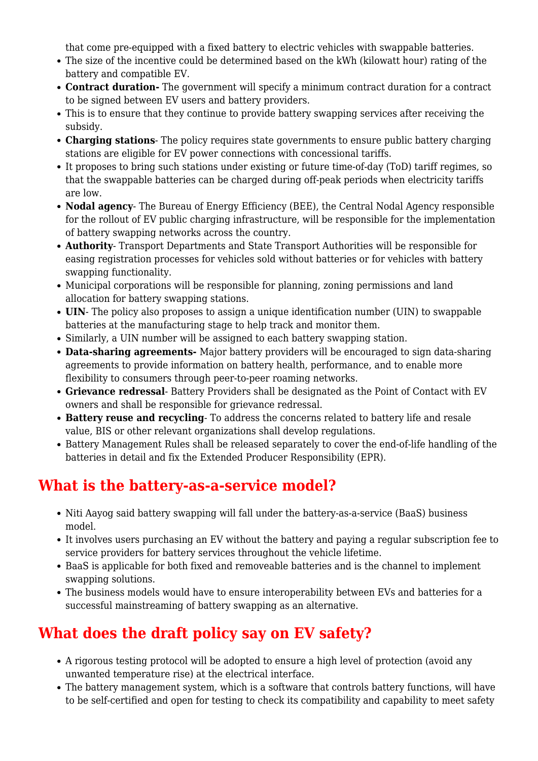that come pre-equipped with a fixed battery to electric vehicles with swappable batteries.

- The size of the incentive could be determined based on the kWh (kilowatt hour) rating of the battery and compatible EV.
- **Contract duration-** The government will specify a minimum contract duration for a contract to be signed between EV users and battery providers.
- This is to ensure that they continue to provide battery swapping services after receiving the subsidy.
- **Charging stations**- The policy requires state governments to ensure public battery charging stations are eligible for EV power connections with concessional tariffs.
- It proposes to bring such stations under existing or future time-of-day (ToD) tariff regimes, so that the swappable batteries can be charged during off-peak periods when electricity tariffs are low.
- **Nodal agency**- The Bureau of Energy Efficiency (BEE), the Central Nodal Agency responsible for the rollout of EV public charging infrastructure, will be responsible for the implementation of battery swapping networks across the country.
- **Authority**- Transport Departments and State Transport Authorities will be responsible for easing registration processes for vehicles sold without batteries or for vehicles with battery swapping functionality.
- Municipal corporations will be responsible for planning, zoning permissions and land allocation for battery swapping stations.
- **UIN**- The policy also proposes to assign a unique identification number (UIN) to swappable batteries at the manufacturing stage to help track and monitor them.
- Similarly, a UIN number will be assigned to each battery swapping station.
- **Data-sharing agreements-** Major battery providers will be encouraged to sign data-sharing agreements to provide information on battery health, performance, and to enable more flexibility to consumers through peer-to-peer roaming networks.
- **Grievance redressal**- Battery Providers shall be designated as the Point of Contact with EV owners and shall be responsible for grievance redressal.
- **Battery reuse and recycling**- To address the concerns related to battery life and resale value, BIS or other relevant organizations shall develop regulations.
- Battery Management Rules shall be released separately to cover the end-of-life handling of the batteries in detail and fix the Extended Producer Responsibility (EPR).

## What is the battery-as-a-service model?

- Niti Aayog said battery swapping will fall under the battery-as-a-service (BaaS) business model.
- It involves users purchasing an EV without the battery and paying a regular subscription fee to service providers for battery services throughout the vehicle lifetime.
- BaaS is applicable for both fixed and removeable batteries and is the channel to implement swapping solutions.
- The business models would have to ensure interoperability between EVs and batteries for a successful mainstreaming of battery swapping as an alternative.

## What does the draft policy say on EV safety?

- A rigorous testing protocol will be adopted to ensure a high level of protection (avoid any unwanted temperature rise) at the electrical interface.
- The battery management system, which is a software that controls battery functions, will have to be self-certified and open for testing to check its compatibility and capability to meet safety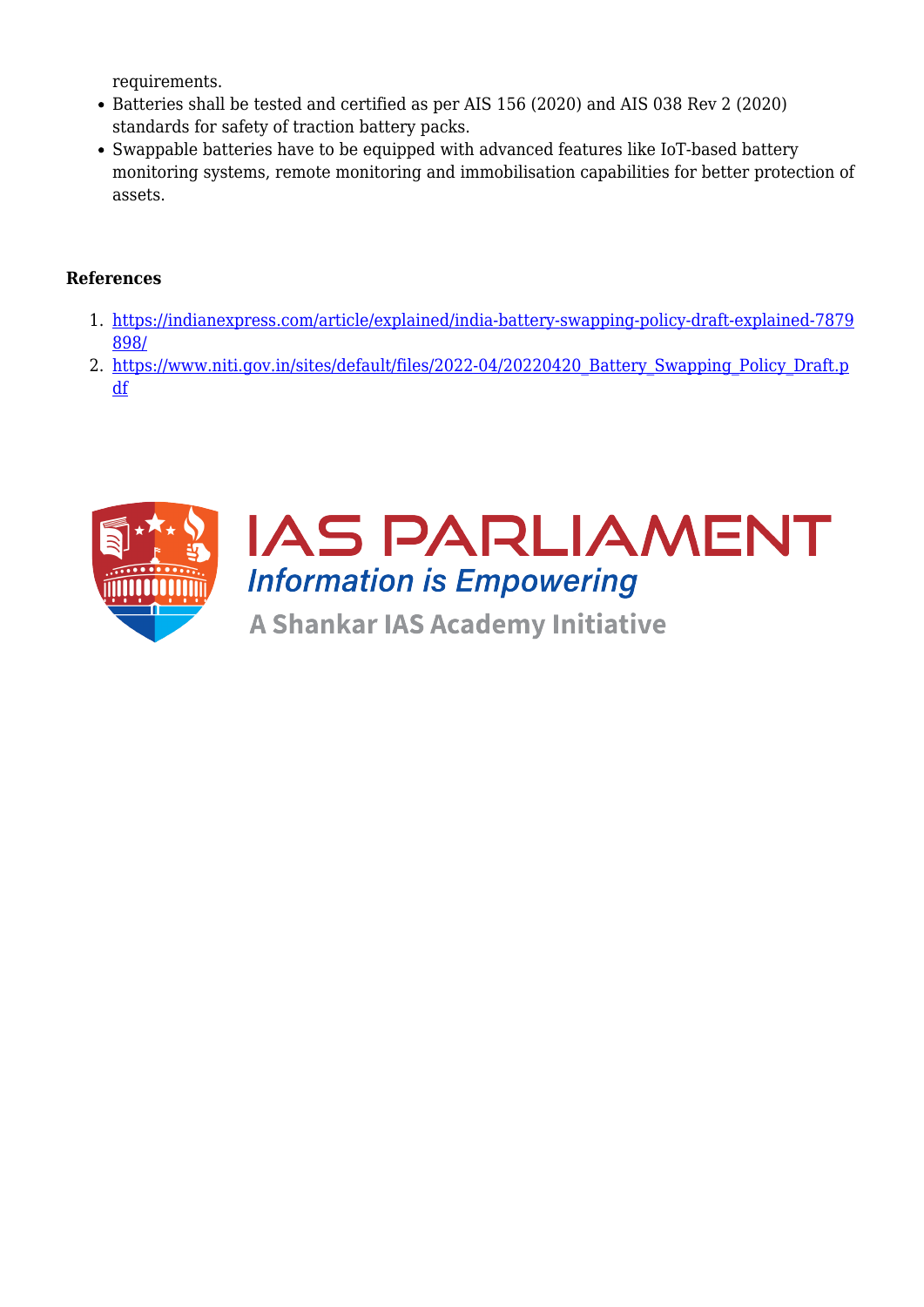requirements.

- Batteries shall be tested and certified as per AIS 156 (2020) and AIS 038 Rev 2 (2020) standards for safety of traction battery packs.
- Swappable batteries have to be equipped with advanced features like IoT-based battery monitoring systems, remote monitoring and immobilisation capabilities for better protection of assets.

**References**

1. https://indianexpress.com/article/explained/india-battery-swapping-policy-draft-explained-7879898/
2. https://www.niti.gov.in/sites/default/files/2022-04/20220420_Battery_Swapping_Policy_Draft.pdf